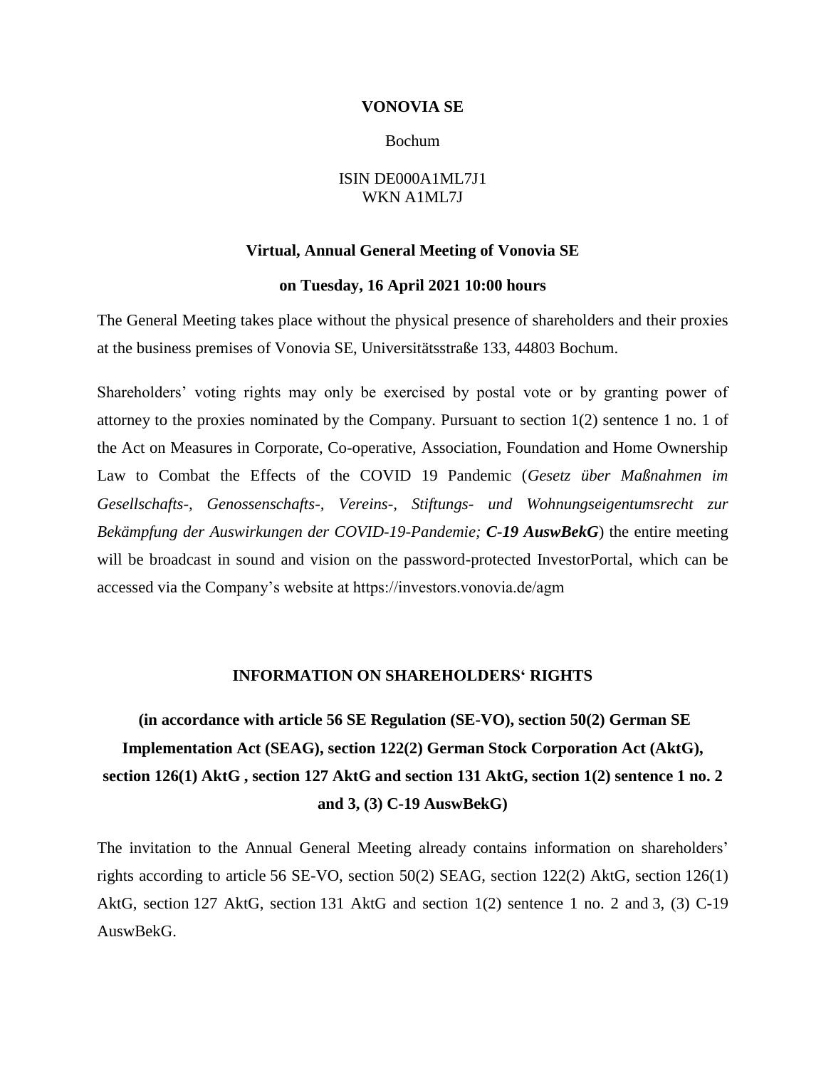**VONOVIA SE**

Bochum

ISIN DE000A1ML7J1
WKN A1ML7J

**Virtual, Annual General Meeting of Vonovia SE**

**on Tuesday, 16 April 2021 10:00 hours**

The General Meeting takes place without the physical presence of shareholders and their proxies at the business premises of Vonovia SE, Universitätsstraße 133, 44803 Bochum.

Shareholders' voting rights may only be exercised by postal vote or by granting power of attorney to the proxies nominated by the Company. Pursuant to section 1(2) sentence 1 no. 1 of the Act on Measures in Corporate, Co-operative, Association, Foundation and Home Ownership Law to Combat the Effects of the COVID 19 Pandemic (*Gesetz über Maßnahmen im Gesellschafts-, Genossenschafts-, Vereins-, Stiftungs- und Wohnungseigentumsrecht zur Bekämpfung der Auswirkungen der COVID-19-Pandemie;* ***C-19 AuswBekG***) the entire meeting will be broadcast in sound and vision on the password-protected InvestorPortal, which can be accessed via the Company's website at https://investors.vonovia.de/agm

## INFORMATION ON SHAREHOLDERS' RIGHTS

### (in accordance with article 56 SE Regulation (SE-VO), section 50(2) German SE Implementation Act (SEAG), section 122(2) German Stock Corporation Act (AktG), section 126(1) AktG , section 127 AktG and section 131 AktG, section 1(2) sentence 1 no. 2 and 3, (3) C-19 AuswBekG)

The invitation to the Annual General Meeting already contains information on shareholders' rights according to article 56 SE-VO, section 50(2) SEAG, section 122(2) AktG, section 126(1) AktG, section 127 AktG, section 131 AktG and section 1(2) sentence 1 no. 2 and 3, (3) C-19 AuswBekG.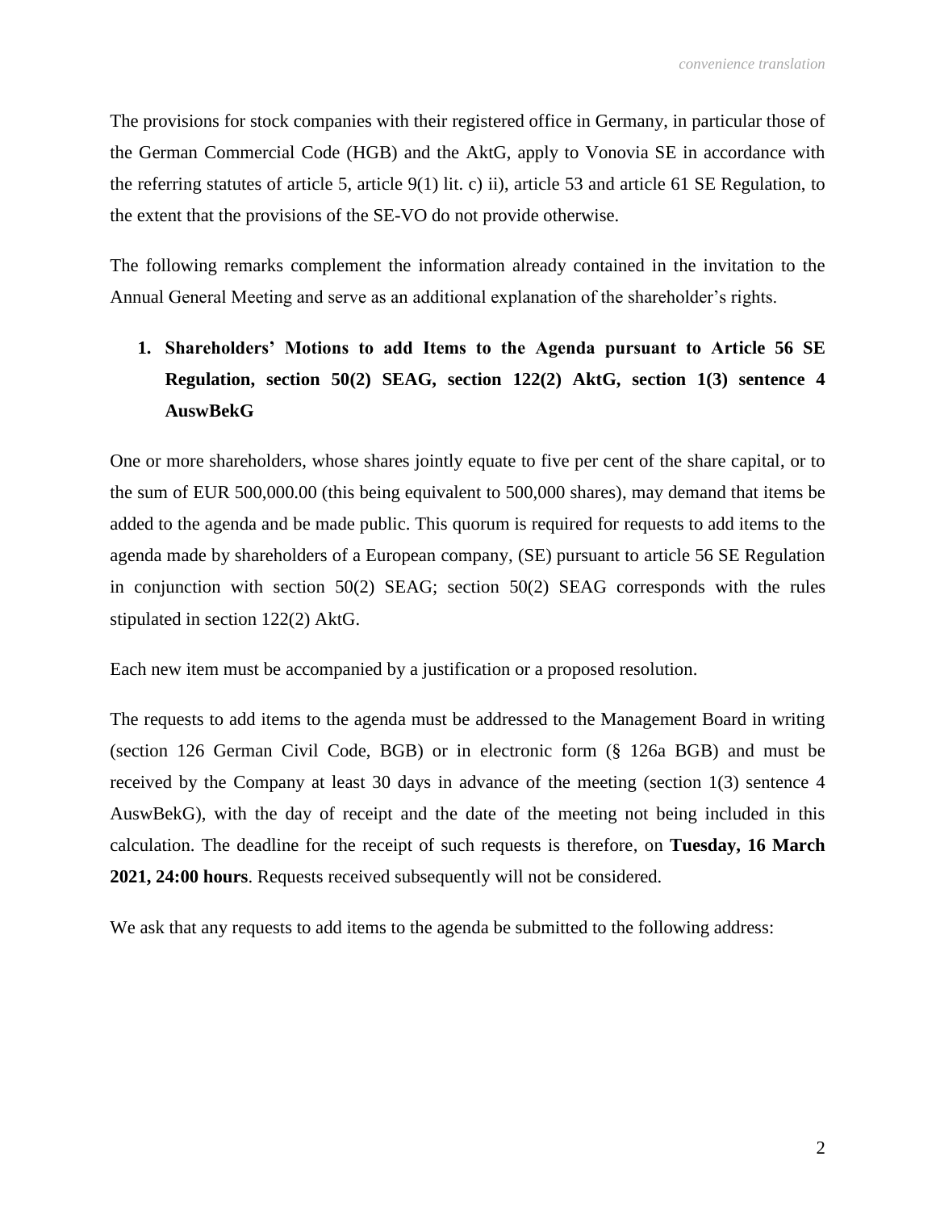The provisions for stock companies with their registered office in Germany, in particular those of the German Commercial Code (HGB) and the AktG, apply to Vonovia SE in accordance with the referring statutes of article 5, article 9(1) lit. c) ii), article 53 and article 61 SE Regulation, to the extent that the provisions of the SE-VO do not provide otherwise.

The following remarks complement the information already contained in the invitation to the Annual General Meeting and serve as an additional explanation of the shareholder's rights.

## 1. Shareholders' Motions to add Items to the Agenda pursuant to Article 56 SE Regulation, section 50(2) SEAG, section 122(2) AktG, section 1(3) sentence 4 AuswBekG

One or more shareholders, whose shares jointly equate to five per cent of the share capital, or to the sum of EUR 500,000.00 (this being equivalent to 500,000 shares), may demand that items be added to the agenda and be made public. This quorum is required for requests to add items to the agenda made by shareholders of a European company, (SE) pursuant to article 56 SE Regulation in conjunction with section 50(2) SEAG; section 50(2) SEAG corresponds with the rules stipulated in section 122(2) AktG.

Each new item must be accompanied by a justification or a proposed resolution.

The requests to add items to the agenda must be addressed to the Management Board in writing (section 126 German Civil Code, BGB) or in electronic form (§ 126a BGB) and must be received by the Company at least 30 days in advance of the meeting (section 1(3) sentence 4 AuswBekG), with the day of receipt and the date of the meeting not being included in this calculation. The deadline for the receipt of such requests is therefore, on **Tuesday, 16 March 2021, 24:00 hours**. Requests received subsequently will not be considered.

We ask that any requests to add items to the agenda be submitted to the following address: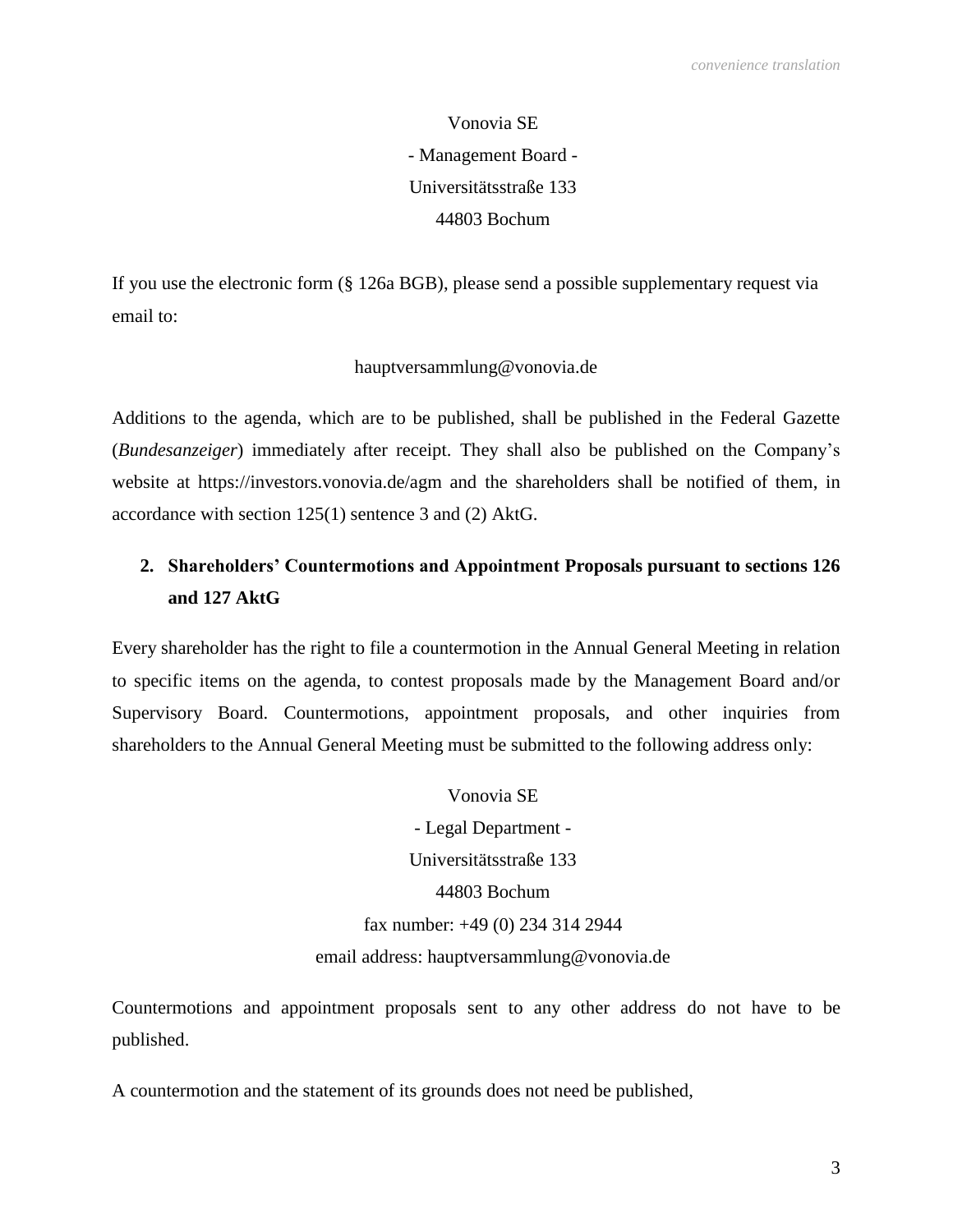Vonovia SE
- Management Board -
Universitätsstraße 133
44803 Bochum

If you use the electronic form (§ 126a BGB), please send a possible supplementary request via email to:

hauptversammlung@vonovia.de

Additions to the agenda, which are to be published, shall be published in the Federal Gazette (*Bundesanzeiger*) immediately after receipt. They shall also be published on the Company's website at https://investors.vonovia.de/agm and the shareholders shall be notified of them, in accordance with section 125(1) sentence 3 and (2) AktG.

## 2. Shareholders' Countermotions and Appointment Proposals pursuant to sections 126 and 127 AktG

Every shareholder has the right to file a countermotion in the Annual General Meeting in relation to specific items on the agenda, to contest proposals made by the Management Board and/or Supervisory Board. Countermotions, appointment proposals, and other inquiries from shareholders to the Annual General Meeting must be submitted to the following address only:

Vonovia SE
- Legal Department -
Universitätsstraße 133
44803 Bochum
fax number: +49 (0) 234 314 2944
email address: hauptversammlung@vonovia.de

Countermotions and appointment proposals sent to any other address do not have to be published.

A countermotion and the statement of its grounds does not need be published,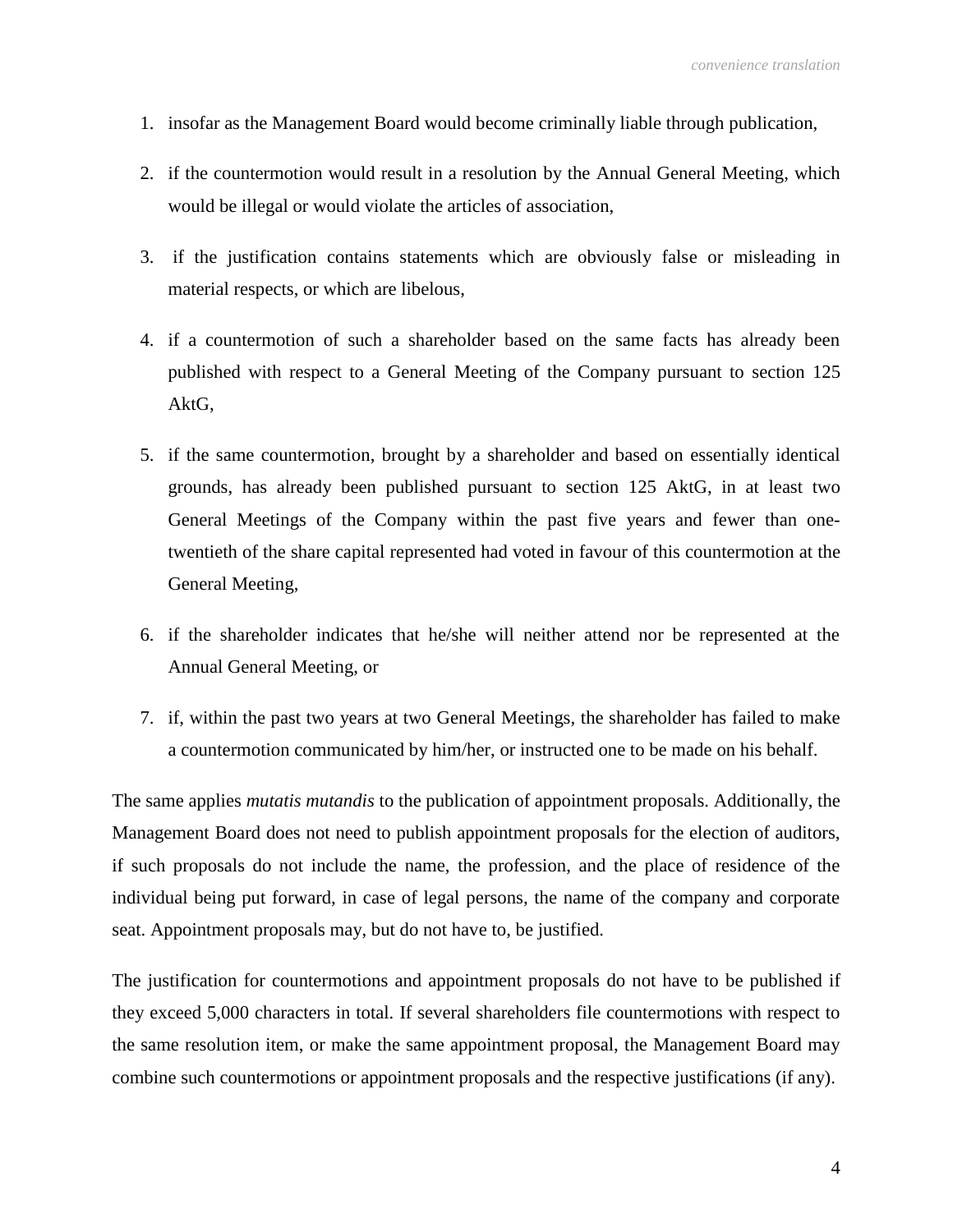1. insofar as the Management Board would become criminally liable through publication,

2. if the countermotion would result in a resolution by the Annual General Meeting, which would be illegal or would violate the articles of association,

3. if the justification contains statements which are obviously false or misleading in material respects, or which are libelous,

4. if a countermotion of such a shareholder based on the same facts has already been published with respect to a General Meeting of the Company pursuant to section 125 AktG,

5. if the same countermotion, brought by a shareholder and based on essentially identical grounds, has already been published pursuant to section 125 AktG, in at least two General Meetings of the Company within the past five years and fewer than one-twentieth of the share capital represented had voted in favour of this countermotion at the General Meeting,

6. if the shareholder indicates that he/she will neither attend nor be represented at the Annual General Meeting, or

7. if, within the past two years at two General Meetings, the shareholder has failed to make a countermotion communicated by him/her, or instructed one to be made on his behalf.

The same applies *mutatis mutandis* to the publication of appointment proposals. Additionally, the Management Board does not need to publish appointment proposals for the election of auditors, if such proposals do not include the name, the profession, and the place of residence of the individual being put forward, in case of legal persons, the name of the company and corporate seat. Appointment proposals may, but do not have to, be justified.

The justification for countermotions and appointment proposals do not have to be published if they exceed 5,000 characters in total. If several shareholders file countermotions with respect to the same resolution item, or make the same appointment proposal, the Management Board may combine such countermotions or appointment proposals and the respective justifications (if any).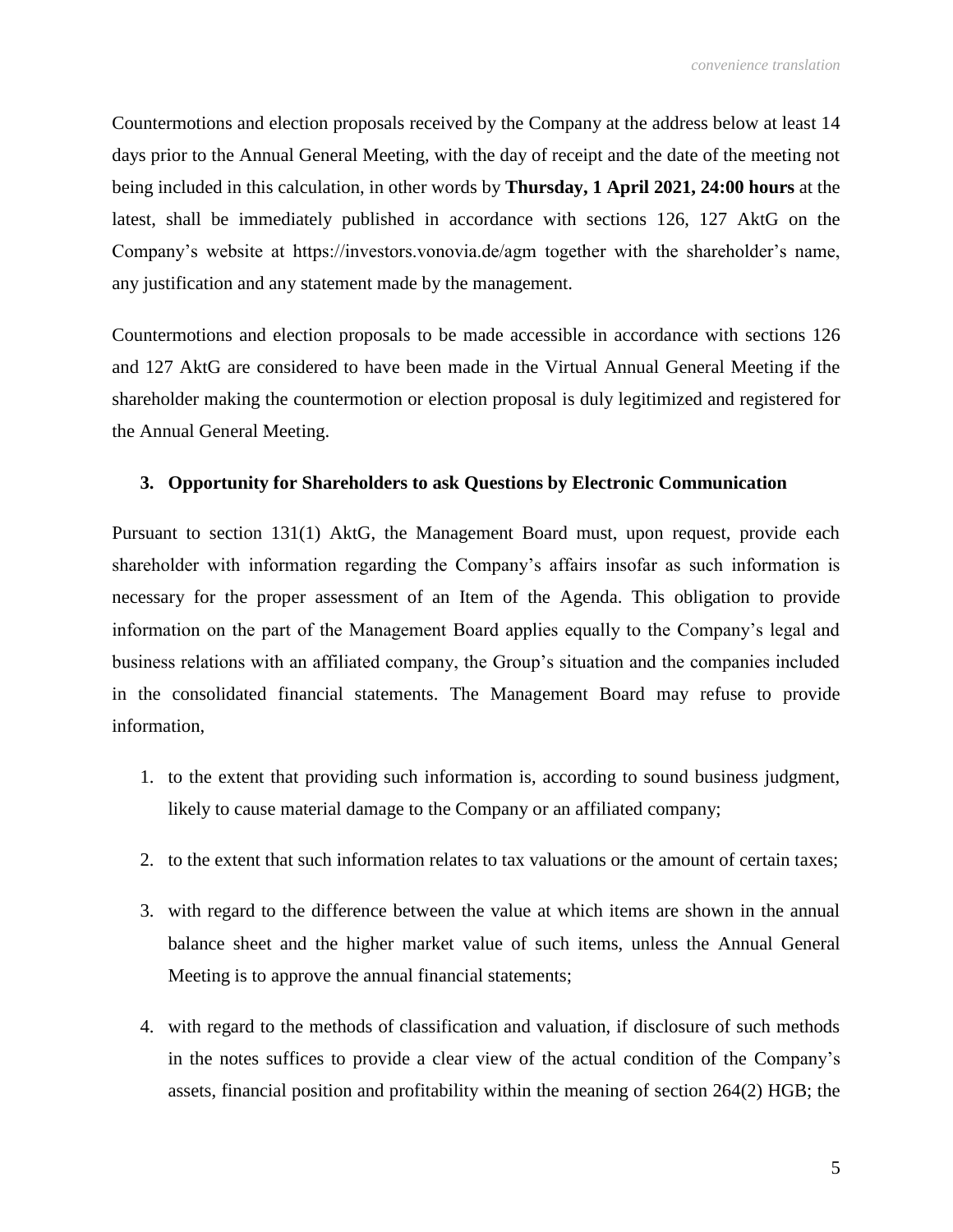Countermotions and election proposals received by the Company at the address below at least 14 days prior to the Annual General Meeting, with the day of receipt and the date of the meeting not being included in this calculation, in other words by **Thursday, 1 April 2021, 24:00 hours** at the latest, shall be immediately published in accordance with sections 126, 127 AktG on the Company's website at https://investors.vonovia.de/agm together with the shareholder's name, any justification and any statement made by the management.

Countermotions and election proposals to be made accessible in accordance with sections 126 and 127 AktG are considered to have been made in the Virtual Annual General Meeting if the shareholder making the countermotion or election proposal is duly legitimized and registered for the Annual General Meeting.

### 3. Opportunity for Shareholders to ask Questions by Electronic Communication

Pursuant to section 131(1) AktG, the Management Board must, upon request, provide each shareholder with information regarding the Company's affairs insofar as such information is necessary for the proper assessment of an Item of the Agenda. This obligation to provide information on the part of the Management Board applies equally to the Company's legal and business relations with an affiliated company, the Group's situation and the companies included in the consolidated financial statements. The Management Board may refuse to provide information,

1. to the extent that providing such information is, according to sound business judgment, likely to cause material damage to the Company or an affiliated company;
2. to the extent that such information relates to tax valuations or the amount of certain taxes;
3. with regard to the difference between the value at which items are shown in the annual balance sheet and the higher market value of such items, unless the Annual General Meeting is to approve the annual financial statements;
4. with regard to the methods of classification and valuation, if disclosure of such methods in the notes suffices to provide a clear view of the actual condition of the Company's assets, financial position and profitability within the meaning of section 264(2) HGB; the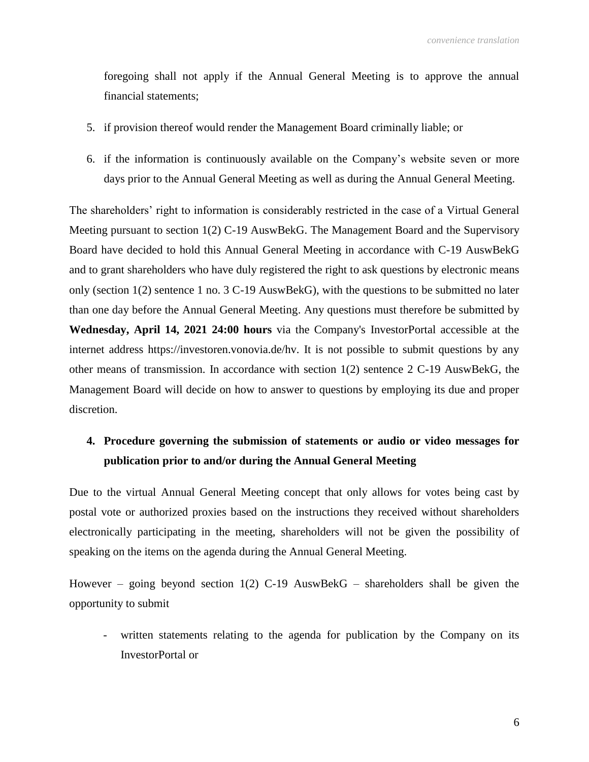foregoing shall not apply if the Annual General Meeting is to approve the annual financial statements;

5. if provision thereof would render the Management Board criminally liable; or

6. if the information is continuously available on the Company's website seven or more days prior to the Annual General Meeting as well as during the Annual General Meeting.

The shareholders' right to information is considerably restricted in the case of a Virtual General Meeting pursuant to section 1(2) C-19 AuswBekG. The Management Board and the Supervisory Board have decided to hold this Annual General Meeting in accordance with C-19 AuswBekG and to grant shareholders who have duly registered the right to ask questions by electronic means only (section 1(2) sentence 1 no. 3 C-19 AuswBekG), with the questions to be submitted no later than one day before the Annual General Meeting. Any questions must therefore be submitted by **Wednesday, April 14, 2021 24:00 hours** via the Company's InvestorPortal accessible at the internet address https://investoren.vonovia.de/hv. It is not possible to submit questions by any other means of transmission. In accordance with section 1(2) sentence 2 C-19 AuswBekG, the Management Board will decide on how to answer to questions by employing its due and proper discretion.

## 4. Procedure governing the submission of statements or audio or video messages for publication prior to and/or during the Annual General Meeting

Due to the virtual Annual General Meeting concept that only allows for votes being cast by postal vote or authorized proxies based on the instructions they received without shareholders electronically participating in the meeting, shareholders will not be given the possibility of speaking on the items on the agenda during the Annual General Meeting.

However – going beyond section 1(2) C-19 AuswBekG – shareholders shall be given the opportunity to submit

- written statements relating to the agenda for publication by the Company on its InvestorPortal or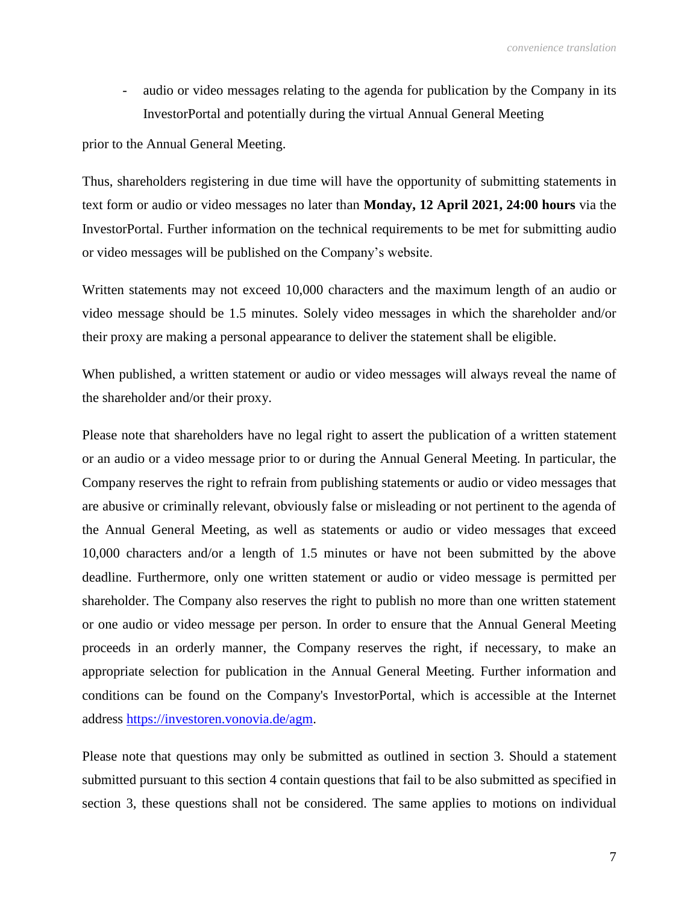- audio or video messages relating to the agenda for publication by the Company in its InvestorPortal and potentially during the virtual Annual General Meeting

prior to the Annual General Meeting.

Thus, shareholders registering in due time will have the opportunity of submitting statements in text form or audio or video messages no later than **Monday, 12 April 2021, 24:00 hours** via the InvestorPortal. Further information on the technical requirements to be met for submitting audio or video messages will be published on the Company's website.

Written statements may not exceed 10,000 characters and the maximum length of an audio or video message should be 1.5 minutes. Solely video messages in which the shareholder and/or their proxy are making a personal appearance to deliver the statement shall be eligible.

When published, a written statement or audio or video messages will always reveal the name of the shareholder and/or their proxy.

Please note that shareholders have no legal right to assert the publication of a written statement or an audio or a video message prior to or during the Annual General Meeting. In particular, the Company reserves the right to refrain from publishing statements or audio or video messages that are abusive or criminally relevant, obviously false or misleading or not pertinent to the agenda of the Annual General Meeting, as well as statements or audio or video messages that exceed 10,000 characters and/or a length of 1.5 minutes or have not been submitted by the above deadline. Furthermore, only one written statement or audio or video message is permitted per shareholder. The Company also reserves the right to publish no more than one written statement or one audio or video message per person. In order to ensure that the Annual General Meeting proceeds in an orderly manner, the Company reserves the right, if necessary, to make an appropriate selection for publication in the Annual General Meeting. Further information and conditions can be found on the Company's InvestorPortal, which is accessible at the Internet address https://investoren.vonovia.de/agm.

Please note that questions may only be submitted as outlined in section 3. Should a statement submitted pursuant to this section 4 contain questions that fail to be also submitted as specified in section 3, these questions shall not be considered. The same applies to motions on individual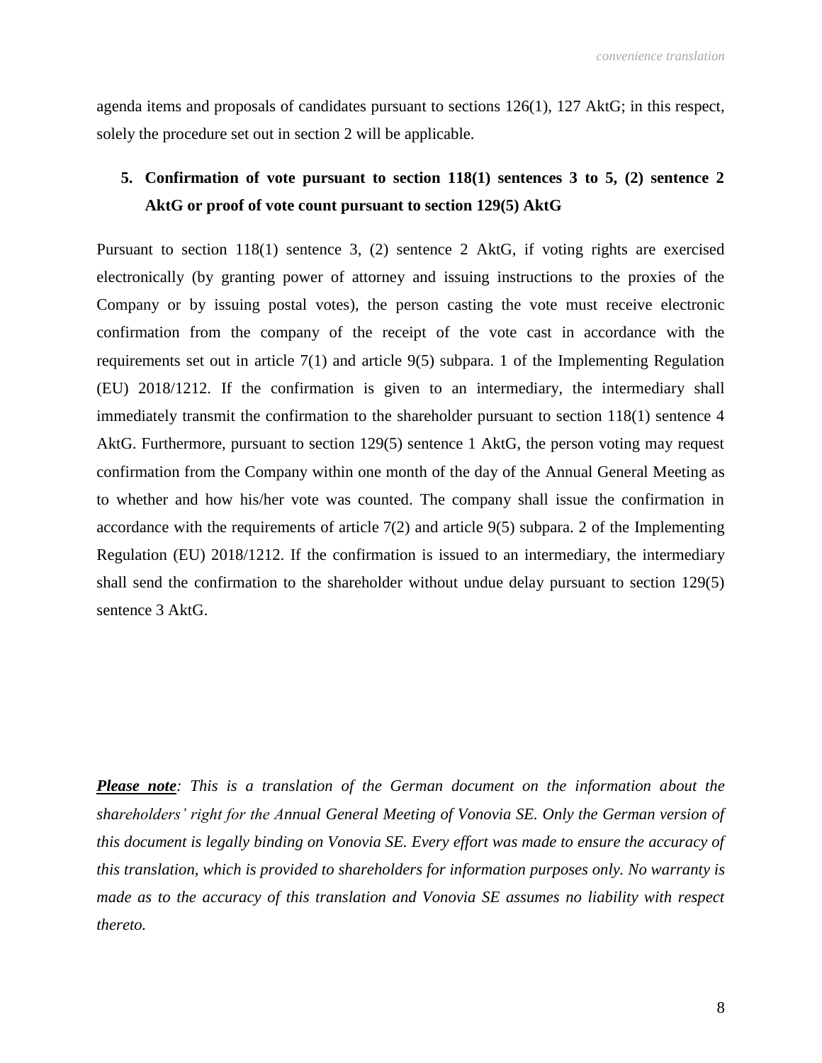agenda items and proposals of candidates pursuant to sections 126(1), 127 AktG; in this respect, solely the procedure set out in section 2 will be applicable.

## 5. Confirmation of vote pursuant to section 118(1) sentences 3 to 5, (2) sentence 2 AktG or proof of vote count pursuant to section 129(5) AktG

Pursuant to section 118(1) sentence 3, (2) sentence 2 AktG, if voting rights are exercised electronically (by granting power of attorney and issuing instructions to the proxies of the Company or by issuing postal votes), the person casting the vote must receive electronic confirmation from the company of the receipt of the vote cast in accordance with the requirements set out in article 7(1) and article 9(5) subpara. 1 of the Implementing Regulation (EU) 2018/1212. If the confirmation is given to an intermediary, the intermediary shall immediately transmit the confirmation to the shareholder pursuant to section 118(1) sentence 4 AktG. Furthermore, pursuant to section 129(5) sentence 1 AktG, the person voting may request confirmation from the Company within one month of the day of the Annual General Meeting as to whether and how his/her vote was counted. The company shall issue the confirmation in accordance with the requirements of article 7(2) and article 9(5) subpara. 2 of the Implementing Regulation (EU) 2018/1212. If the confirmation is issued to an intermediary, the intermediary shall send the confirmation to the shareholder without undue delay pursuant to section 129(5) sentence 3 AktG.

***Please note****: This is a translation of the German document on the information about the shareholders' right for the Annual General Meeting of Vonovia SE. Only the German version of this document is legally binding on Vonovia SE. Every effort was made to ensure the accuracy of this translation, which is provided to shareholders for information purposes only. No warranty is made as to the accuracy of this translation and Vonovia SE assumes no liability with respect thereto.*